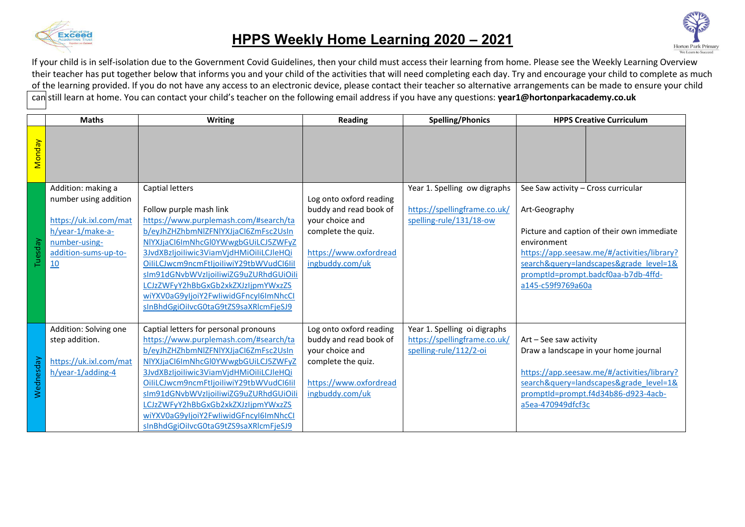# HPPS Weekly Home Learning 2020 – 2021

If your child is in self-isolation due to the Government Covid Guidelines, then your child must access their learning from home. Please see the Weekly Learning Overview their teacher has put together below that informs you and your child of the activities that will need completing each day. Try and encourage your child to complete as much of the learning provided. If you do not have any access to an electronic device, please contact their teacher so alternative arrangements can be made to ensure your child can still learn at home. You can contact your child's teacher on the following email address if you have any questions: **year1@hortonparkacademy.co.uk**

| | Maths | Writing | Reading | Spelling/Phonics | HPPS Creative Curriculum | |
|---|---|---|---|---|---|---|
| Monday | | | | | | |
| Tuesday | Addition: making a number using addition<br><br>https://uk.ixl.com/math/year-1/make-a-number-using-addition-sums-up-to-10 | Captial letters<br><br>Follow purple mash link<br>https://www.purplemash.com/#search/tab/eyJhZHZhbmNlZFNlYXJjaCI6ZmFsc2UsInNlYXJjaCI6ImNhcGl0YWwgbGUiLCJ5ZWFyZ3JvdXBzIjoiIiwic3ViamVjdHMiOiIiLCJleHQiOiIiLCJwcm9ncmFtIjoiIiwiY29tbWVudCI6IiIsIm91dGNvbWVzIjoiIiwiZG9uZURhdGUiOiIiLCJzZWFyY2hBbGxGb2xkZXJzIjpmYWxzZSwiYXV0aG9yIjoiY2FwIiwidGFncyI6ImNhcnNlInBhdGgiOiIvcG0taG9tZS9saXRlcmFjeSJ9 | Log onto oxford reading buddy and read book of your choice and complete the quiz.<br><br>https://www.oxfordreadingbuddy.com/uk | Year 1. Spelling ow digraphs<br><br>https://spellingframe.co.uk/spelling-rule/131/18-ow | See Saw activity – Cross curricular<br><br>Art-Geography<br><br>Picture and caption of their own immediate environment<br>https://app.seesaw.me/#/activities/library?search&query=landscapes&grade_level=1&promptId=prompt.badcf0aa-b7db-4ffd-a145-c59f9769a60a | |
| Wednesday | Addition: Solving one step addition.<br><br>https://uk.ixl.com/math/year-1/adding-4 | Captial letters for personal pronouns<br>https://www.purplemash.com/#search/tab/eyJhZHZhbmNlZFNlYXJjaCI6ZmFsc2UsInNlYXJjaCI6ImNhcGl0YWwgbGUiLCJ5ZWFyZ3JvdXBzIjoiIiwic3ViamVjdHMiOiIiLCJleHQiOiIiLCJwcm9ncmFtIjoiIiwiY29tbWVudCI6IiIsIm91dGNvbWVzIjoiIiwiZG9uZURhdGUiOiIiLCJzZWFyY2hBbGxGb2xkZXJzIjpmYWxzZSwiYXV0aG9yIjoiY2FwIiwidGFncyI6ImNhcnNlInBhdGgiOiIvcG0taG9tZS9saXRlcmFjeSJ9 | Log onto oxford reading buddy and read book of your choice and complete the quiz.<br><br>https://www.oxfordreadingbuddy.com/uk | Year 1. Spelling oi digraphs<br>https://spellingframe.co.uk/spelling-rule/112/2-oi | Art – See saw activity<br>Draw a landscape in your home journal<br><br>https://app.seesaw.me/#/activities/library?search&query=landscapes&grade_level=1&promptId=prompt.f4d34b86-d923-4acb-a5ea-470949dfcf3c | |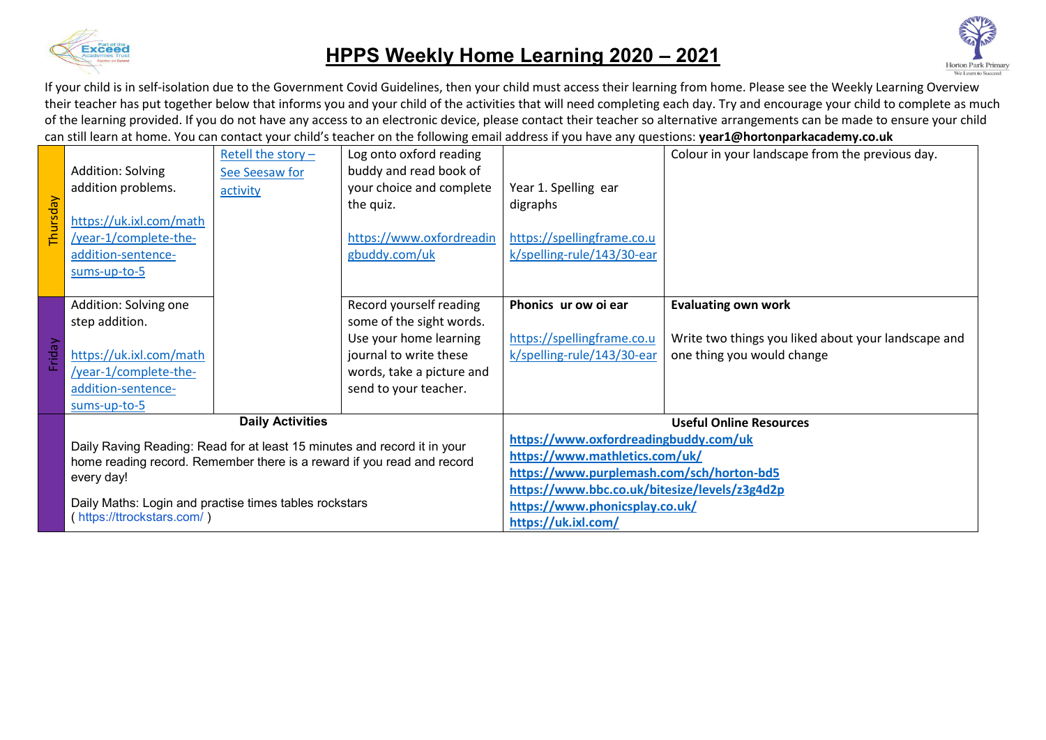# HPPS Weekly Home Learning 2020 – 2021

If your child is in self-isolation due to the Government Covid Guidelines, then your child must access their learning from home. Please see the Weekly Learning Overview their teacher has put together below that informs you and your child of the activities that will need completing each day. Try and encourage your child to complete as much of the learning provided. If you do not have any access to an electronic device, please contact their teacher so alternative arrangements can be made to ensure your child can still learn at home. You can contact your child's teacher on the following email address if you have any questions: **year1@hortonparkacademy.co.uk**

| | | | | | |
|---|---|---|---|---|---|
| Thursday | Addition: Solving addition problems.<br><br>https://uk.ixl.com/math/year-1/complete-the-addition-sentence-sums-up-to-5 | Retell the story – See Seesaw for activity | Log onto oxford reading buddy and read book of your choice and complete the quiz.<br><br>https://www.oxfordreadingbuddy.com/uk | Year 1. Spelling ear digraphs<br><br>https://spellingframe.co.uk/spelling-rule/143/30-ear | Colour in your landscape from the previous day. |
| Friday | Addition: Solving one step addition.<br><br>https://uk.ixl.com/math/year-1/complete-the-addition-sentence-sums-up-to-5 | | Record yourself reading some of the sight words. Use your home learning journal to write these words, take a picture and send to your teacher. | **Phonics ur ow oi ear**<br><br>https://spellingframe.co.uk/spelling-rule/143/30-ear | **Evaluating own work**<br><br>Write two things you liked about your landscape and one thing you would change |
| | **Daily Activities**<br><br>Daily Raving Reading: Read for at least 15 minutes and record it in your home reading record. Remember there is a reward if you read and record every day!<br><br>Daily Maths: Login and practise times tables rockstars ( https://ttrockstars.com/ ) | | | **Useful Online Resources**<br><br>**https://www.oxfordreadingbuddy.com/uk**<br>**https://www.mathletics.com/uk/**<br>**https://www.purplemash.com/sch/horton-bd5**<br>**https://www.bbc.co.uk/bitesize/levels/z3g4d2p**<br>**https://www.phonicsplay.co.uk/**<br>**https://uk.ixl.com/** | |